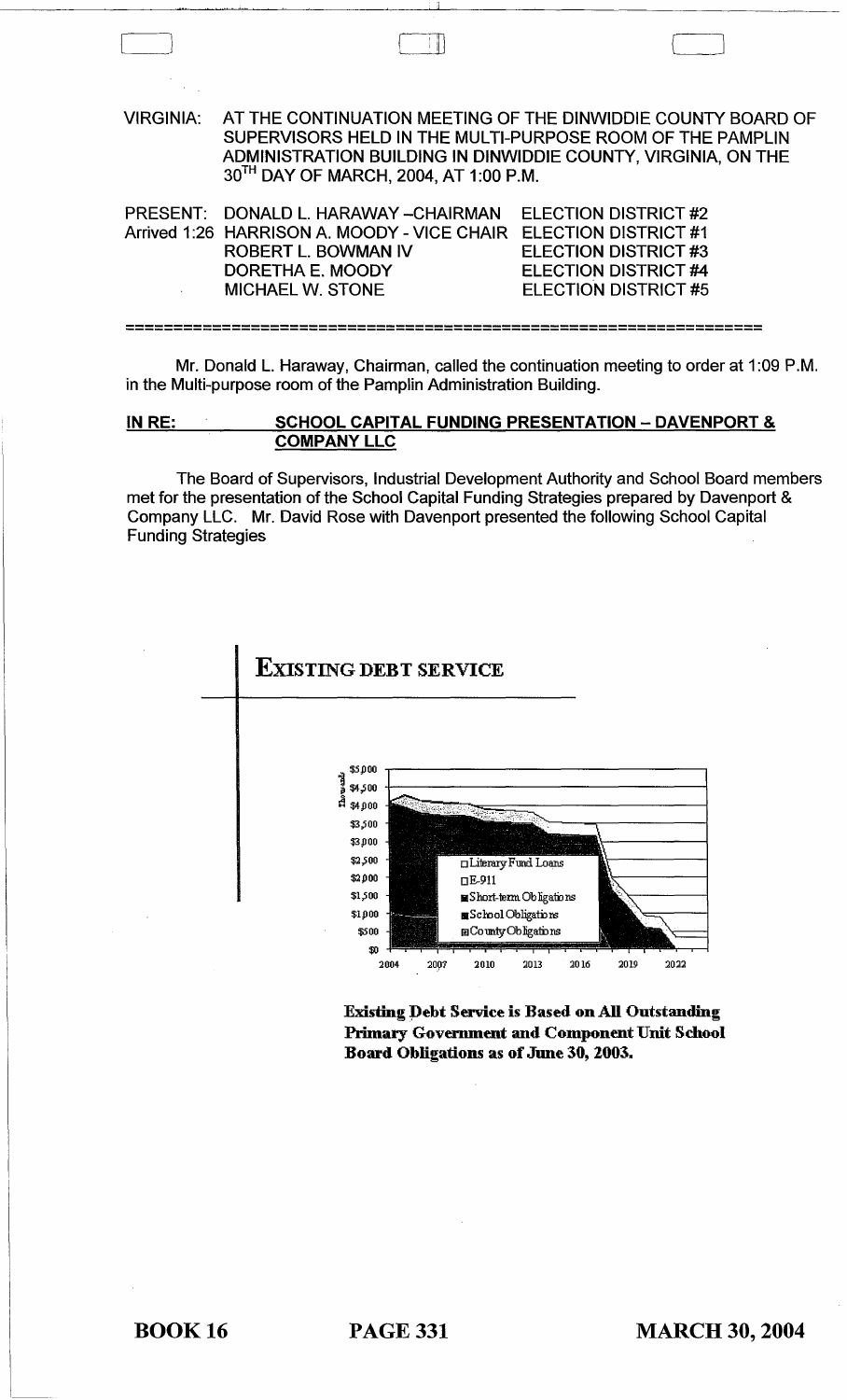VIRGINIA: AT THE CONTINUATION MEETING OF THE DINWIDDIE COUNTY BOARD OF SUPERVISORS HELD IN THE MULTI-PURPOSE ROOM OF THE PAMPLIN ADMINISTRATION BUILDING IN DINWIDDIE COUNTY, VIRGINIA, ON THE 30TH DAY OF MARCH, 2004, AT 1:00 P.M.

| | | |
|---|---|---|
| PRESENT: | DONALD L. HARAWAY –CHAIRMAN | ELECTION DISTRICT #2 |
| Arrived 1:26 | HARRISON A. MOODY - VICE CHAIR | ELECTION DISTRICT #1 |
| | ROBERT L. BOWMAN IV | ELECTION DISTRICT #3 |
| | DORETHA E. MOODY | ELECTION DISTRICT #4 |
| | MICHAEL W. STONE | ELECTION DISTRICT #5 |

Mr. Donald L. Haraway, Chairman, called the continuation meeting to order at 1:09 P.M. in the Multi-purpose room of the Pamplin Administration Building.

**IN RE: SCHOOL CAPITAL FUNDING PRESENTATION – DAVENPORT & COMPANY LLC**

The Board of Supervisors, Industrial Development Authority and School Board members met for the presentation of the School Capital Funding Strategies prepared by Davenport & Company LLC. Mr. David Rose with Davenport presented the following School Capital Funding Strategies

## EXISTING DEBT SERVICE

**Existing Debt Service is Based on All Outstanding Primary Government and Component Unit School Board Obligations as of June 30, 2003.**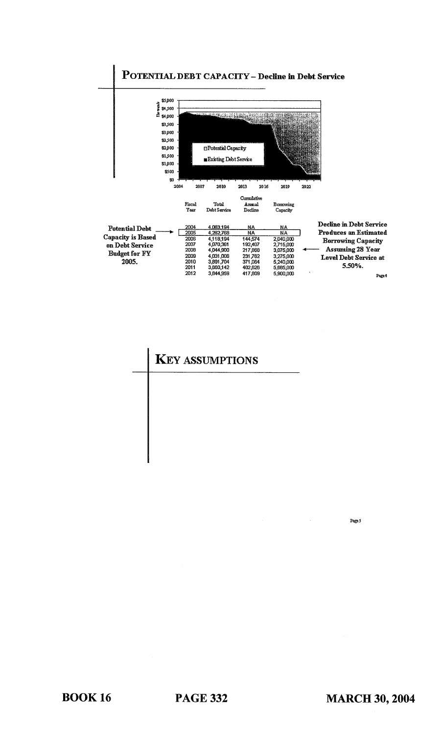## POTENTIAL DEBT CAPACITY – Decline in Debt Service

| Fiscal Year | Total Debt Service | Cumulative Annual Decline | Borrowing Capacity |
|---|---|---|---|
| 2004 | 4,083,194 | NA | NA |
| 2005 | 4,262,768 | NA | NA |
| 2006 | 4,118,194 | 144,574 | 2,040,000 |
| 2007 | 4,070,361 | 192,407 | 2,715,000 |
| 2008 | 4,044,900 | 217,868 | 3,075,000 |
| 2009 | 4,031,006 | 231,762 | 3,275,000 |
| 2010 | 3,891,704 | 371,064 | 5,240,000 |
| 2011 | 3,860,142 | 402,626 | 5,685,000 |
| 2012 | 3,844,959 | 417,809 | 5,900,000 |

**Potential Debt Capacity is Based on Debt Service Budget for FY 2005.**

**Decline in Debt Service Produces an Estimated Borrowing Capacity Assuming 28 Year Level Debt Service at 5.50%.**

## KEY ASSUMPTIONS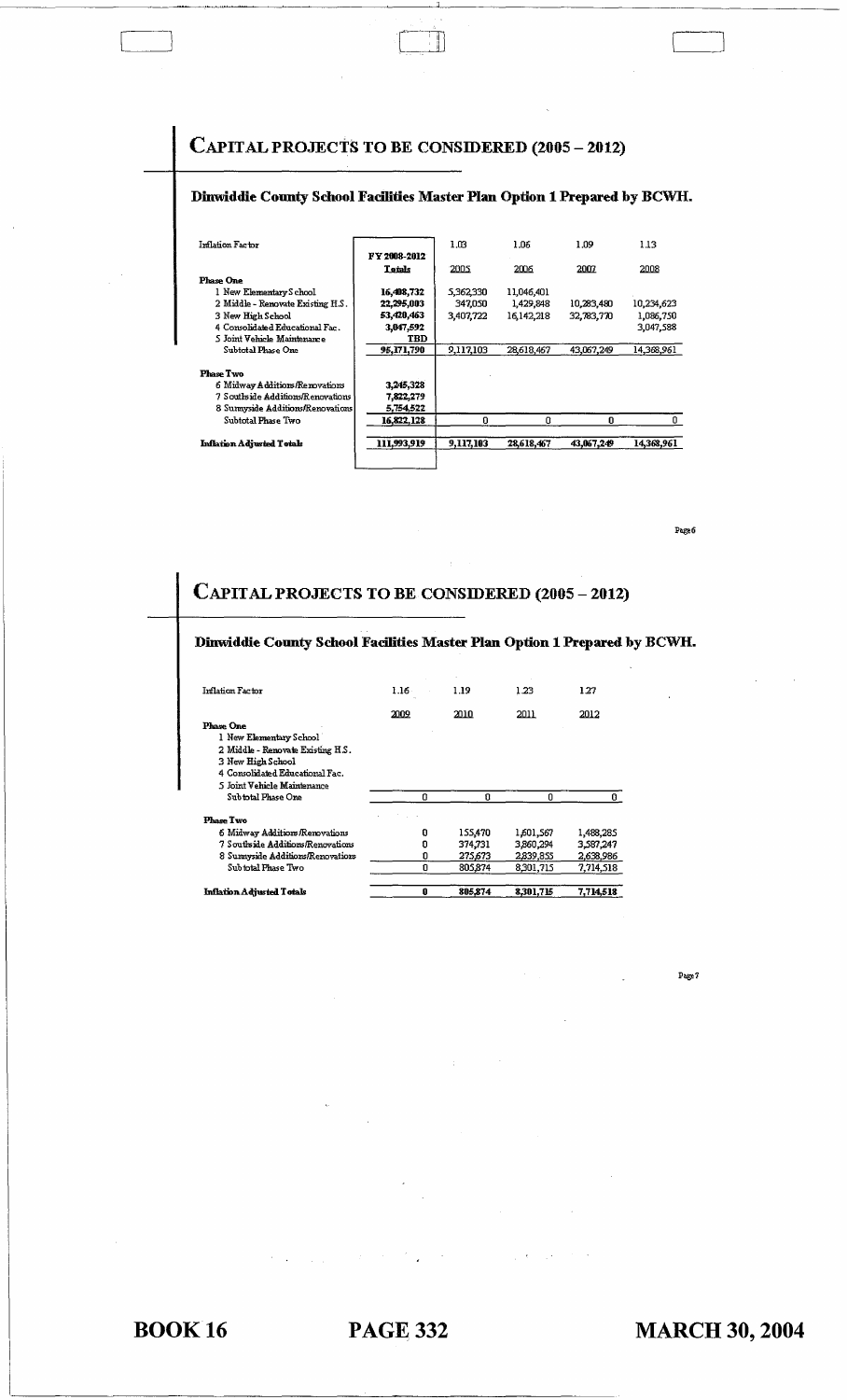# CAPITAL PROJECTS TO BE CONSIDERED (2005 – 2012)

### Dinwiddie County School Facilities Master Plan Option 1 Prepared by BCWH.

| Inflation Factor | FY 2008-2012 Totals | 1.03 2005 | 1.06 2006 | 1.09 2007 | 1.13 2008 |
|---|---|---|---|---|---|
| **Phase One** | | | | | |
| 1 New Elementary School | 16,408,732 | 5,362,330 | 11,046,401 | | |
| 2 Middle - Renovate Existing H.S. | 22,295,003 | 347,050 | 1,429,848 | 10,283,480 | 10,234,623 |
| 3 New High School | 53,420,463 | 3,407,722 | 16,142,218 | 32,783,770 | 1,086,750 |
| 4 Consolidated Educational Fac. | 3,047,592 | | | | 3,047,588 |
| 5 Joint Vehicle Maintenance | TBD | | | | |
| Subtotal Phase One | 95,171,790 | 9,117,103 | 28,618,467 | 43,067,249 | 14,368,961 |
| **Phase Two** | | | | | |
| 6 Midway Additions/Renovations | 3,245,328 | | | | |
| 7 Southside Additions/Renovations | 7,822,279 | | | | |
| 8 Sunnyside Additions/Renovations | 5,754,522 | | | | |
| Subtotal Phase Two | 16,822,128 | 0 | 0 | 0 | 0 |
| **Inflation Adjusted Totals** | 111,993,919 | 9,117,103 | 28,618,467 | 43,067,249 | 14,368,961 |

# CAPITAL PROJECTS TO BE CONSIDERED (2005 – 2012)

### Dinwiddie County School Facilities Master Plan Option 1 Prepared by BCWH.

| Inflation Factor | 1.16 2009 | 1.19 2010 | 1.23 2011 | 1.27 2012 |
|---|---|---|---|---|
| **Phase One** | | | | |
| 1 New Elementary School | | | | |
| 2 Middle - Renovate Existing H.S. | | | | |
| 3 New High School | | | | |
| 4 Consolidated Educational Fac. | | | | |
| 5 Joint Vehicle Maintenance | | | | |
| Subtotal Phase One | 0 | 0 | 0 | 0 |
| **Phase Two** | | | | |
| 6 Midway Additions/Renovations | 0 | 155,470 | 1,601,567 | 1,488,285 |
| 7 Southside Additions/Renovations | 0 | 374,731 | 3,860,294 | 3,587,247 |
| 8 Sunnyside Additions/Renovations | 0 | 275,673 | 2,839,855 | 2,638,986 |
| Subtotal Phase Two | 0 | 805,874 | 8,301,715 | 7,714,518 |
| **Inflation Adjusted Totals** | 0 | 805,874 | 8,301,715 | 7,714,518 |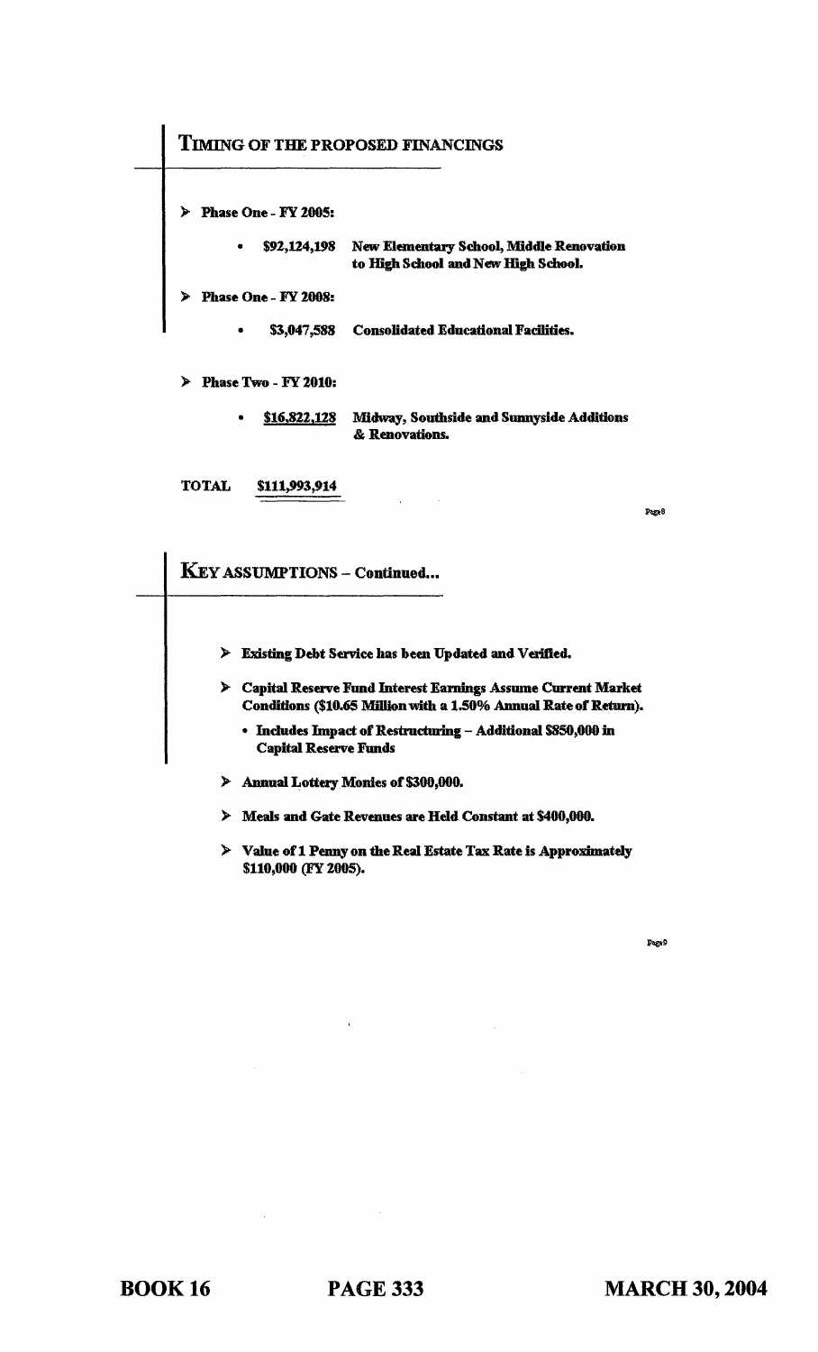## TIMING OF THE PROPOSED FINANCINGS

- **Phase One - FY 2005:**
  - **$92,124,198** **New Elementary School, Middle Renovation to High School and New High School.**
- **Phase One - FY 2008:**
  - **$3,047,588** **Consolidated Educational Facilities.**
- **Phase Two - FY 2010:**
  - **$16,822,128** **Midway, Southside and Sunnyside Additions & Renovations.**

**TOTAL** **$111,993,914**

## KEY ASSUMPTIONS – Continued...

- **Existing Debt Service has been Updated and Verified.**
- **Capital Reserve Fund Interest Earnings Assume Current Market Conditions ($10.65 Million with a 1.50% Annual Rate of Return).**
  - **Includes Impact of Restructuring – Additional $850,000 in Capital Reserve Funds**
- **Annual Lottery Monies of $300,000.**
- **Meals and Gate Revenues are Held Constant at $400,000.**
- **Value of 1 Penny on the Real Estate Tax Rate is Approximately $110,000 (FY 2005).**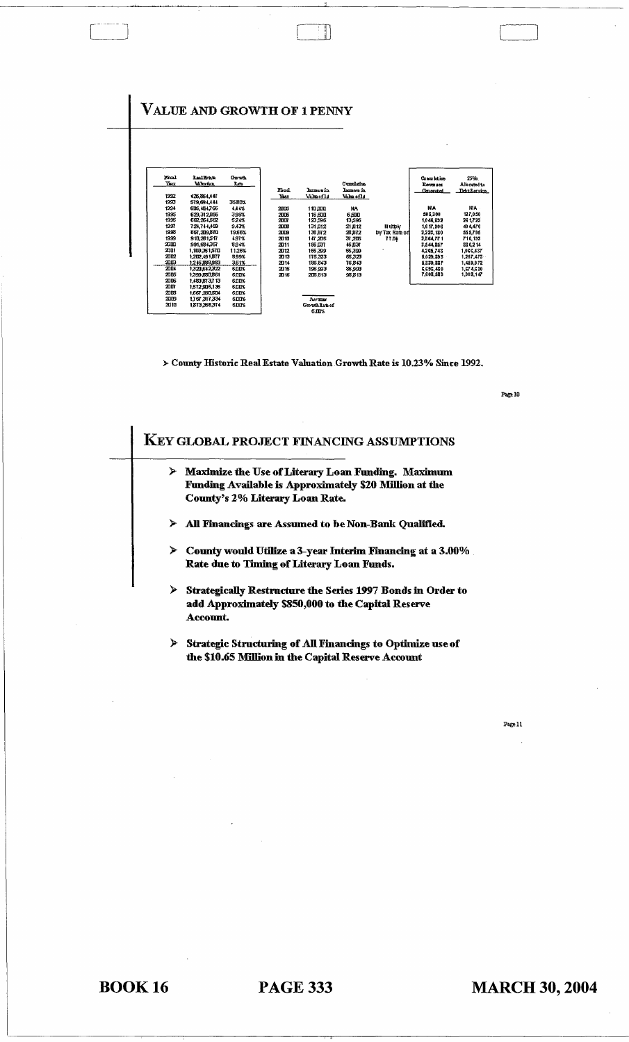# Value and Growth of 1 Penny

| Fiscal Year | Real Estate Valuation | Growth Rate |
|---|---|---|
| 1992 | 426,864,447 | |
| 1993 | 579,694,444 | 35.80% |
| 1994 | 605,404,765 | 4.44% |
| 1995 | 629,312,855 | 3.95% |
| 1996 | 662,264,562 | 5.24% |
| 1997 | 724,744,469 | 9.43% |
| 1998 | 867,209,870 | 19.66% |
| 1999 | 910,281,517 | 4.97% |
| 2000 | 991,684,767 | 8.94% |
| 2001 | 1,103,351,570 | 11.26% |
| 2002 | 1,202,491,877 | 8.99% |
| 2003 | 1,245,868,983 | 3.61% |
| 2004 | 1,320,622,322 | 6.00% |
| 2005 | 1,399,859,861 | 6.00% |
| 2006 | 1,483,873,713 | 6.00% |
| 2007 | 1,572,906,136 | 6.00% |
| 2008 | 1,667,280,504 | 6.00% |
| 2009 | 1,767,317,334 | 6.00% |
| 2010 | 1,873,356,374 | 6.00% |

| Fiscal Year | Increase in Value of 1¢ | Cumulative Increase in Value of 1¢ | | Cumulative Revenues Generated | 25% Allocated to Debt Service |
|---|---|---|---|---|---|
| 2005 | 110,000 | NA | | NA | NA |
| 2006 | 116,600 | 6,600 | | 508,200 | 127,050 |
| 2007 | 123,596 | 13,596 | Multiply | 1,046,892 | 261,723 |
| 2008 | 131,012 | 21,012 | by Tax Rate of | 1,617,906 | 404,476 |
| 2009 | 138,872 | 28,872 | 77.0¢ | 2,223,180 | 555,795 |
| 2010 | 147,205 | 37,205 | | 2,864,771 | 716,193 |
| 2011 | 156,037 | 46,037 | | 3,544,857 | 886,214 |
| 2012 | 165,399 | 55,399 | | 4,265,748 | 1,066,437 |
| 2013 | 175,323 | 65,323 | | 5,029,893 | 1,257,473 |
| 2014 | 185,843 | 75,843 | | 5,839,887 | 1,459,972 |
| 2015 | 196,993 | 86,993 | | 6,698,480 | 1,674,620 |
| 2016 | 208,813 | 98,813 | | 7,608,589 | 1,902,147 |

Assume Growth Rate of 6.00%

> County Historic Real Estate Valuation Growth Rate is 10.23% Since 1992.

# Key Global Project Financing Assumptions

- **Maximize the Use of Literary Loan Funding. Maximum Funding Available is Approximately $20 Million at the County's 2% Literary Loan Rate.**
- **All Financings are Assumed to be Non-Bank Qualified.**
- **County would Utilize a 3-year Interim Financing at a 3.00% Rate due to Timing of Literary Loan Funds.**
- **Strategically Restructure the Series 1997 Bonds in Order to add Approximately $850,000 to the Capital Reserve Account.**
- **Strategic Structuring of All Financings to Optimize use of the $10.65 Million in the Capital Reserve Account**

BOOK 16 PAGE 333 MARCH 30, 2004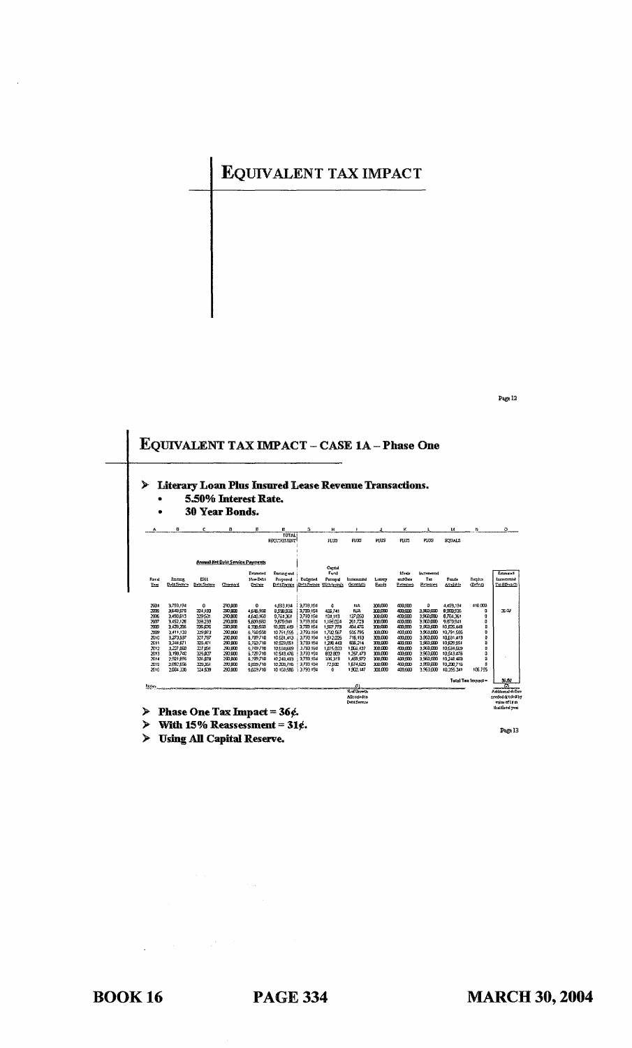# EQUIVALENT TAX IMPACT

# EQUIVALENT TAX IMPACT – CASE 1A – Phase One

- **Literary Loan Plus Insured Lease Revenue Transactions.**
  - **5.50% Interest Rate.**
  - **30 Year Bonds.**

| A | B | C | D | E | F | G | H | I | J | K | L | M | N | O |
|---|---|---|---|---|---|---|---|---|---|---|---|---|---|---|
| | | | | | TOTAL REQUIREMENT | | PLUS | PLUS | PLUS | PLUS | PLUS | EQUALS | | |
| | Annual Net Debt Service Payments | | | | | | | | | | | | | |
| Fiscal Year | Existing Debt Service | QSI Debt Service | Chesapeak | Estimated New Debt Service | Existing and Proposed Debt Service | Budgeted Debt Service | Capital Fund Principal Withdrawals | Incremental Growth | Lottery Funds | Meals and Sales Revenues | Incremental Tax Revenues | Funds Available | Surplus (Deficit) | Estimated Incremental Tax Effect |
| 2004 | 3,793,194 | 0 | 290,000 | 0 | 4,033,194 | 3,793,194 | 0 | NA | 300,000 | 400,000 | 0 | 4,459,194 | 410,000 | |
| 2005 | 3,640,878 | 324,169 | 290,000 | 4,648,168 | 8,598,555 | 3,793,194 | 455,741 | NA | 300,000 | 400,000 | 3,960,000 | 8,908,935 | 0 | 36.0¢ |
| 2006 | 3,490,813 | 339,521 | 290,000 | 4,640,168 | 8,764,361 | 3,793,194 | 104,113 | 127,050 | 300,000 | 400,000 | 3,960,000 | 8,764,361 | 0 | |
| 2007 | 3,452,126 | 399,233 | 290,000 | 5,609,560 | 9,679,041 | 3,793,194 | 1,195,024 | 261,723 | 300,000 | 400,000 | 3,960,000 | 9,679,041 | 0 | |
| 2008 | 3,429,208 | 336,676 | 290,000 | 6,769,560 | 10,825,449 | 3,793,194 | 1,557,779 | 404,476 | 300,000 | 400,000 | 3,960,000 | 10,825,449 | 0 | |
| 2009 | 3,411,133 | 339,873 | 290,000 | 6,740,560 | 10,791,566 | 3,793,194 | 1,740,567 | 556,795 | 300,000 | 400,000 | 3,960,000 | 10,791,566 | 0 | |
| 2010 | 3,273,937 | 337,767 | 290,000 | 6,769,710 | 10,631,413 | 3,793,194 | 1,512,005 | 716,153 | 300,000 | 400,000 | 3,960,000 | 10,631,413 | 0 | |
| 2011 | 3,244,671 | 325,471 | 290,000 | 6,769,710 | 10,629,851 | 3,793,194 | 1,290,443 | 885,214 | 300,000 | 400,000 | 3,960,000 | 10,629,851 | 0 | |
| 2012 | 3,227,068 | 327,851 | 290,000 | 6,769,710 | 10,534,629 | 3,793,194 | 1,015,003 | 1,064,437 | 300,000 | 400,000 | 3,960,000 | 10,534,629 | 0 | |
| 2013 | 3,198,740 | 325,027 | 290,000 | 6,729,710 | 10,543,476 | 3,793,194 | 832,809 | 1,257,473 | 300,000 | 400,000 | 3,960,000 | 10,543,476 | 0 | |
| 2014 | 2,921,696 | 326,078 | 290,000 | 6,729,710 | 10,240,483 | 3,793,194 | 336,319 | 1,450,972 | 300,000 | 400,000 | 3,960,000 | 10,240,483 | 0 | |
| 2015 | 2,682,656 | 329,351 | 290,000 | 6,929,710 | 10,200,716 | 3,793,194 | 72,902 | 1,674,620 | 300,000 | 400,000 | 3,960,000 | 10,200,716 | 0 | |
| 2016 | 2,664,336 | 324,539 | 290,000 | 6,629,710 | 10,108,586 | 3,793,194 | 0 | 1,902,147 | 300,000 | 400,000 | 3,960,000 | 10,355,341 | 106,755 | |
| | | | | | | | | | | | | Total Tax Impact = | | 36.0¢ |

Notes: (1) % of Growth Allocated to Debt Service. (2) Additional dollars needed divided by value of 1¢ in that fiscal year.

- **Phase One Tax Impact = 36¢.**
- **With 15% Reassessment = 31¢.**
- **Using All Capital Reserve.**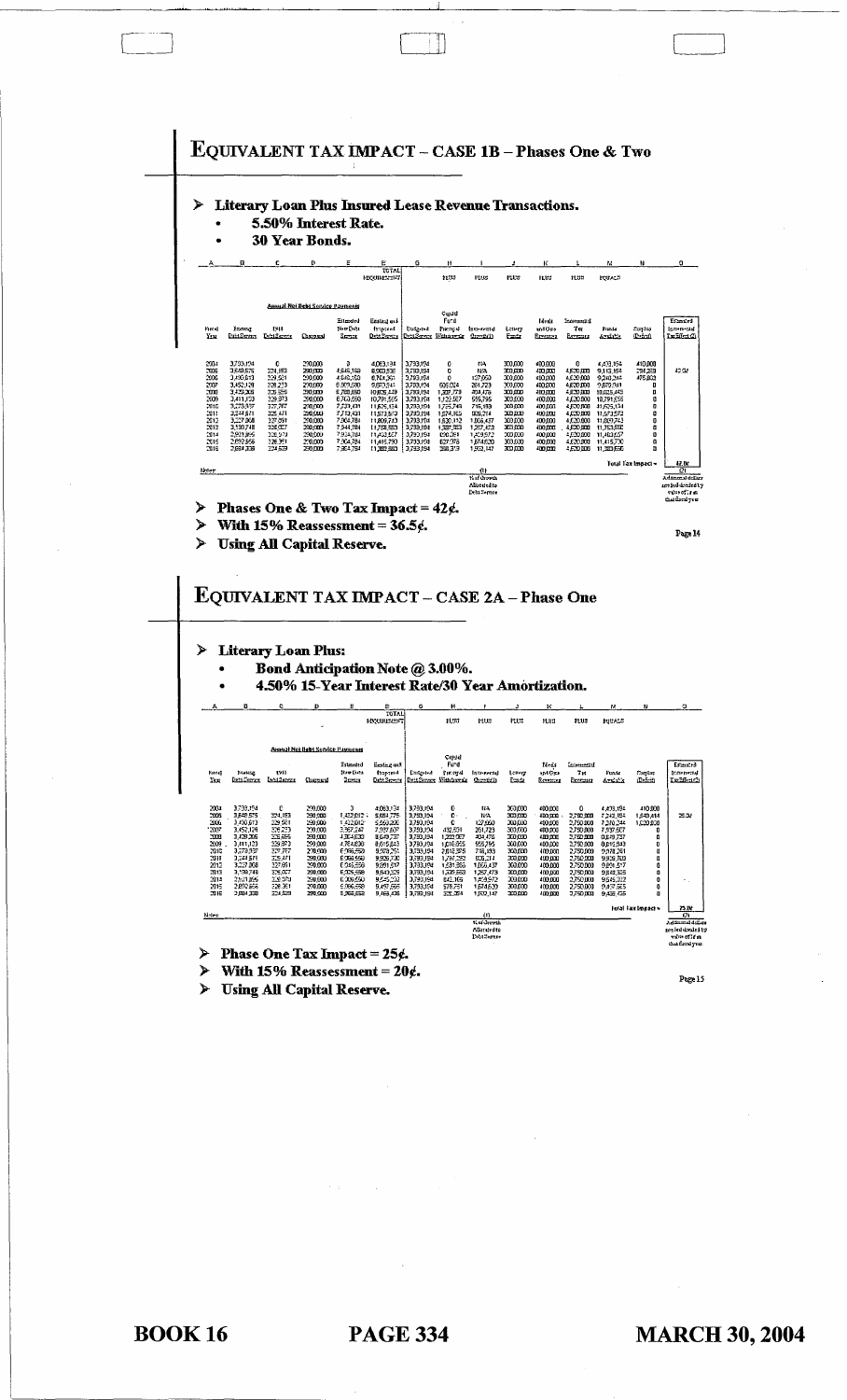# EQUIVALENT TAX IMPACT – CASE 1B – Phases One & Two

- **Literary Loan Plus Insured Lease Revenue Transactions.**
  - **5.50% Interest Rate.**
  - **30 Year Bonds.**

| A | B | C | D | E | F | G | H | I | J | K | L | M | N | O |
|---|---|---|---|---|---|---|---|---|---|---|---|---|---|---|
| | Annual Net Debt Service Payments | | | | TOTAL REQUIREMENT | | LESS | PLUS | PLUS | PLUS | PLUS | EQUALS | | |
| Fiscal Year | Existing Debt Service | 1911 Debt Service | Chapparal | Estimated New Debt Service | Existing and Proposed Debt Service | Budgeted Debt Service | Capital Fund Principal Withdrawals | Incremental Growth (1) | Lottery Funds | Fees and Other Revenues | Incremental Tax Revenues | Funds Available | Surplus (Deficit) | Estimated Incremental Tax Effect (2) |
| 2004 | 3,703,194 | 0 | 290,000 | 0 | 4,063,194 | 3,793,194 | 0 | NA | 300,000 | 400,000 | 0 | 4,473,194 | 410,000 | |
| 2005 | 3,648,675 | 224,183 | 290,000 | 4,840,153 | 8,903,535 | 3,793,194 | 0 | NA | 300,000 | 400,000 | 4,620,000 | 9,113,194 | 209,659 | 42.0¢ |
| 2006 | 3,490,613 | 329,501 | 290,000 | 4,640,153 | 8,704,267 | 3,793,194 | 0 | 127,050 | 300,000 | 400,000 | 4,620,000 | 9,240,244 | 475,000 | |
| 2007 | 3,452,128 | 326,273 | 290,000 | 6,009,280 | 9,979,341 | 3,793,194 | 609,024 | 261,723 | 300,000 | 400,000 | 4,620,000 | 9,979,341 | 0 | |
| 2008 | 3,439,366 | 325,696 | 290,000 | 6,788,880 | 10,835,449 | 3,793,194 | 1,387,778 | 404,476 | 300,000 | 400,000 | 4,620,000 | 10,835,449 | 0 | |
| 2009 | 3,411,123 | 329,873 | 290,000 | 6,763,560 | 10,791,555 | 3,793,194 | 1,122,567 | 555,795 | 300,000 | 400,000 | 4,620,000 | 10,791,555 | 0 | |
| 2010 | 3,273,937 | 327,767 | 290,000 | 7,233,431 | 11,625,134 | 3,793,194 | 1,795,749 | 716,193 | 300,000 | 400,000 | 4,620,000 | 11,625,134 | 0 | |
| 2011 | 3,244,671 | 325,471 | 290,000 | 7,713,431 | 11,573,572 | 3,793,194 | 1,874,165 | 886,214 | 300,000 | 400,000 | 4,620,000 | 11,573,572 | 0 | |
| 2012 | 3,227,068 | 327,891 | 290,000 | 7,964,784 | 11,809,743 | 3,793,194 | 1,630,112 | 1,066,437 | 300,000 | 400,000 | 4,620,000 | 11,809,743 | 0 | |
| 2013 | 3,130,748 | 325,027 | 290,000 | 7,944,784 | 11,758,560 | 3,793,194 | 1,388,393 | 1,257,473 | 300,000 | 400,000 | 4,620,000 | 11,758,560 | 0 | |
| 2014 | 2,901,895 | 326,970 | 290,000 | 7,904,784 | 11,463,607 | 3,793,194 | 890,841 | 1,459,572 | 300,000 | 400,000 | 4,620,000 | 11,463,607 | 0 | |
| 2015 | 2,892,656 | 326,351 | 290,000 | 7,904,784 | 11,415,790 | 3,793,194 | 627,976 | 1,674,620 | 300,000 | 400,000 | 4,620,000 | 11,415,790 | 0 | |
| 2016 | 2,884,308 | 324,509 | 290,000 | 7,904,784 | 11,389,890 | 3,793,194 | 383,319 | 1,903,147 | 300,000 | 400,000 | 4,620,000 | 11,389,890 | 0 | |
| | | | | | | | | | | | | Total Tax Impact = | | 42.0¢ |

Notes:

(1) % of Growth Allocated to Debt Service

(2) Additional dollars needed divided by value of 1¢ in that fiscal year

- **Phases One & Two Tax Impact = 42¢.**
- **With 15% Reassessment = 36.5¢.**
- **Using All Capital Reserve.**

# EQUIVALENT TAX IMPACT – CASE 2A – Phase One

- **Literary Loan Plus:**
  - **Bond Anticipation Note @ 3.00%.**
  - **4.50% 15-Year Interest Rate/30 Year Amortization.**

| A | B | C | D | E | F | G | H | I | J | K | L | M | N | O |
|---|---|---|---|---|---|---|---|---|---|---|---|---|---|---|
| | Annual Net Debt Service Payments | | | | TOTAL REQUIREMENT | | LESS | PLUS | PLUS | PLUS | PLUS | EQUALS | | |
| Fiscal Year | Existing Debt Service | 1911 Debt Service | Chapparal | Estimated New Debt Service | Existing and Proposed Debt Service | Budgeted Debt Service | Capital Fund Principal Withdrawals | Incremental Growth (1) | Lottery Funds | Fees and Other Revenues | Incremental Tax Revenues | Funds Available | Surplus (Deficit) | Estimated Incremental Tax Effect (2) |
| 2004 | 3,703,194 | 0 | 290,000 | 0 | 4,063,194 | 3,793,194 | 0 | NA | 300,000 | 400,000 | 0 | 4,473,194 | 410,000 | |
| 2005 | 3,648,675 | 224,183 | 290,000 | 1,422,012 | 5,584,770 | 3,793,194 | 0 | NA | 300,000 | 400,000 | 2,750,000 | 7,243,194 | 1,649,414 | 25.0¢ |
| 2006 | 3,490,613 | 329,501 | 290,000 | 1,422,012 | 5,560,206 | 3,793,194 | 0 | 127,050 | 300,000 | 400,000 | 2,750,000 | 7,370,244 | 1,620,000 | |
| 2007 | 3,452,128 | 326,273 | 290,000 | 3,567,247 | 7,937,607 | 3,793,194 | 492,531 | 261,723 | 300,000 | 400,000 | 2,750,000 | 7,997,607 | 0 | |
| 2008 | 3,439,366 | 325,696 | 290,000 | 4,354,630 | 8,649,737 | 3,793,194 | 1,203,067 | 404,476 | 300,000 | 400,000 | 2,750,000 | 8,649,737 | 0 | |
| 2009 | 3,411,123 | 329,873 | 290,000 | 4,784,830 | 8,815,843 | 3,793,194 | 1,010,855 | 555,795 | 300,000 | 400,000 | 2,750,000 | 8,815,843 | 0 | |
| 2010 | 3,273,937 | 327,767 | 290,000 | 6,066,550 | 9,978,251 | 3,793,194 | 2,018,375 | 716,193 | 300,000 | 400,000 | 2,750,000 | 9,978,261 | 0 | |
| 2011 | 3,244,671 | 325,471 | 290,000 | 6,066,550 | 9,926,720 | 3,793,194 | 1,797,292 | 886,214 | 300,000 | 400,000 | 2,750,000 | 9,926,720 | 0 | |
| 2012 | 3,227,068 | 327,891 | 290,000 | 6,046,558 | 9,891,517 | 3,793,194 | 1,531,886 | 1,066,437 | 300,000 | 400,000 | 2,750,000 | 9,891,517 | 0 | |
| 2013 | 3,130,748 | 325,027 | 290,000 | 6,026,558 | 9,848,329 | 3,793,194 | 1,336,663 | 1,257,473 | 300,000 | 400,000 | 2,750,000 | 9,848,329 | 0 | |
| 2014 | 2,901,895 | 326,970 | 290,000 | 6,006,558 | 9,545,232 | 3,793,194 | 842,169 | 1,459,572 | 300,000 | 400,000 | 2,750,000 | 9,545,232 | 0 | |
| 2015 | 2,892,656 | 326,351 | 290,000 | 6,066,558 | 9,457,565 | 3,793,194 | 578,751 | 1,674,620 | 300,000 | 400,000 | 2,750,000 | 9,457,565 | 0 | |
| 2016 | 2,884,308 | 324,509 | 290,000 | 6,066,558 | 9,468,426 | 3,793,194 | 326,084 | 1,903,147 | 300,000 | 400,000 | 2,750,000 | 9,468,426 | 0 | |
| | | | | | | | | | | | | Total Tax Impact = | | 25.0¢ |

Notes:

(1) % of Growth Allocated to Debt Service

(2) Additional dollars needed divided by value of 1¢ in that fiscal year

- **Phase One Tax Impact = 25¢.**
- **With 15% Reassessment = 20¢.**
- **Using All Capital Reserve.**

BOOK 16 PAGE 334 MARCH 30, 2004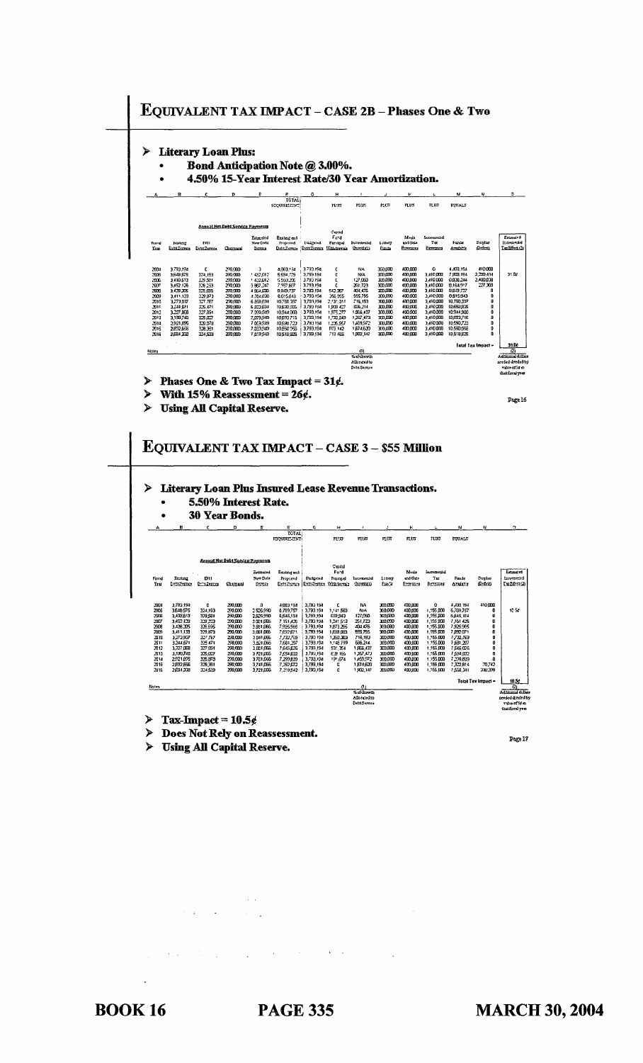# EQUIVALENT TAX IMPACT – CASE 2B – Phases One & Two

- **Literary Loan Plus:**
  - **Bond Anticipation Note @ 3.00%.**
  - **4.50% 15-Year Interest Rate/30 Year Amortization.**

| A | B | C | D | E | F | G | H | I | J | K | L | M | N | O |
|---|---|---|---|---|---|---|---|---|---|---|---|---|---|---|
| | | | | | TOTAL REQUIREMENT | | PLUS | PLUS | PLUS | PLUS | PLUS | EQUALS | | |
| | **Annual Net Debt Service Payments** | | | | | | | | | | | | | |
| Fiscal Year | Existing Debt Service | ERI Debt Service | Chargeand | Estimated New Debt Service | Existing and Proposed Debt Service | Budgeted Debt Service | Capital Fund Proposed Withdrawals | Incremental Growth(1) | Lottery Funds | Meals and Occ Revenues | Incremental Tax Revenues | Funds Available | Surplus (Deficit) | Estimated Incremental Tax Effect (2) |
| 2004 | 3,793,194 | 0 | 290,000 | 0 | 4,083,194 | 3,793,194 | 0 | NA | 300,000 | 400,000 | 0 | 4,493,194 | 410,000 | |
| 2005 | 3,649,575 | 324,193 | 290,000 | 1,432,012 | 5,695,779 | 3,793,194 | 0 | N/A | 300,000 | 400,000 | 3,410,000 | 7,903,194 | 2,208,414 | 31.0¢ |
| 2006 | 3,490,613 | 329,581 | 290,000 | 1,452,012 | 5,560,206 | 3,793,194 | 0 | 127,050 | 300,000 | 400,000 | 3,410,000 | 8,030,244 | 2,400,030 | |
| 2007 | 3,452,176 | 326,253 | 290,000 | 3,863,247 | 7,937,697 | 3,793,194 | 0 | 261,723 | 300,000 | 400,000 | 3,410,000 | 8,164,917 | 227,300 | |
| 2008 | 3,439,205 | 325,896 | 290,000 | 4,804,630 | 8,849,737 | 3,793,194 | 542,067 | 404,476 | 300,000 | 400,000 | 3,410,000 | 8,849,737 | 0 | |
| 2009 | 3,411,133 | 329,873 | 290,000 | 4,784,630 | 8,815,643 | 3,793,194 | 356,655 | 555,795 | 300,000 | 400,000 | 3,410,000 | 8,815,643 | 0 | |
| 2010 | 3,273,937 | 327,767 | 290,000 | 6,858,694 | 10,750,397 | 3,793,194 | 2,131,311 | 716,193 | 300,000 | 400,000 | 3,410,000 | 10,750,397 | 0 | |
| 2011 | 3,244,671 | 325,471 | 290,000 | 6,823,694 | 10,683,835 | 3,793,194 | 1,909,427 | 886,214 | 300,000 | 400,000 | 3,410,000 | 10,683,835 | 0 | |
| 2012 | 3,227,808 | 327,894 | 290,000 | 7,098,949 | 10,944,903 | 3,793,194 | 1,975,277 | 1,066,437 | 300,000 | 400,000 | 3,410,000 | 10,944,903 | 0 | |
| 2013 | 3,190,740 | 325,007 | 290,000 | 7,093,949 | 10,899,716 | 3,793,194 | 1,739,049 | 1,257,473 | 300,000 | 400,000 | 3,410,000 | 10,899,716 | 0 | |
| 2014 | 2,921,895 | 326,878 | 290,000 | 7,053,949 | 10,590,723 | 3,793,194 | 1,228,557 | 1,459,972 | 300,000 | 400,000 | 3,410,000 | 10,590,723 | 0 | |
| 2015 | 2,832,656 | 328,351 | 290,000 | 7,053,949 | 10,550,956 | 3,793,194 | 973,142 | 1,674,620 | 300,000 | 400,000 | 3,410,000 | 10,550,956 | 0 | |
| 2016 | 2,694,308 | 324,509 | 290,000 | 7,219,949 | 10,518,826 | 3,793,194 | 713,485 | 1,902,147 | 300,000 | 400,000 | 3,410,000 | 10,518,826 | 0 | |
| | | | | | | | | | | | | Total Tax Impact = | | 31.0¢ |
| Notes | | | | | | | | (1) % of Growth Allocated to Debt Service | | | | | | (2) Additional dollars needed divided by value of 1¢ in that fiscal year |

- **Phases One & Two Tax Impact = 31¢.**
- **With 15% Reassessment = 26¢.**
- **Using All Capital Reserve.**

# EQUIVALENT TAX IMPACT – CASE 3 – $55 Million

- **Literary Loan Plus Insured Lease Revenue Transactions.**
  - **5.50% Interest Rate.**
  - **30 Year Bonds.**

| A | B | C | D | E | F | G | H | I | J | K | L | M | N | O |
|---|---|---|---|---|---|---|---|---|---|---|---|---|---|---|
| | | | | | TOTAL REQUIREMENT | | PLUS | PLUS | PLUS | PLUS | PLUS | EQUALS | | |
| | **Annual Net Debt Service Payments** | | | | | | | | | | | | | |
| Fiscal Year | Existing Debt Service | ERI Debt Service | Chargeand | Estimated New Debt Service | Existing and Proposed Debt Service | Budgeted Debt Service | Capital Fund Proposed Withdrawals | Incremental Growth(1) | Lottery Funds | Meals and Occ Revenues | Incremental Tax Revenues | Funds Available | Surplus (Deficit) | Estimated Incremental Tax Effect (2) |
| 2004 | 3,793,194 | 0 | 290,000 | 0 | 4,083,194 | 3,793,194 | 0 | NA | 300,000 | 400,000 | 0 | 4,493,194 | 410,000 | |
| 2005 | 3,649,575 | 324,193 | 290,000 | 2,526,990 | 6,789,757 | 3,793,194 | 1,141,563 | N/A | 300,000 | 400,000 | 1,155,000 | 6,789,757 | 0 | 10.5¢ |
| 2006 | 3,490,613 | 329,581 | 290,000 | 2,526,990 | 6,648,184 | 3,793,194 | 869,940 | 127,050 | 300,000 | 400,000 | 1,155,000 | 6,645,184 | 0 | |
| 2007 | 3,452,176 | 326,253 | 290,000 | 3,081,066 | 7,151,425 | 3,793,194 | 1,241,613 | 261,723 | 300,000 | 400,000 | 1,155,000 | 7,151,425 | 0 | |
| 2008 | 3,439,205 | 325,896 | 290,000 | 3,881,066 | 7,935,965 | 3,793,194 | 1,873,295 | 404,476 | 300,000 | 400,000 | 1,155,000 | 7,925,965 | 0 | |
| 2009 | 3,411,133 | 329,873 | 290,000 | 3,881,066 | 7,892,071 | 3,793,194 | 1,688,083 | 555,795 | 300,000 | 400,000 | 1,155,000 | 7,892,071 | 0 | |
| 2010 | 3,273,937 | 327,767 | 290,000 | 3,841,066 | 7,732,769 | 3,793,194 | 1,353,383 | 716,193 | 300,000 | 400,000 | 1,155,000 | 7,732,769 | 0 | |
| 2011 | 3,244,671 | 325,471 | 290,000 | 3,821,066 | 7,681,207 | 3,793,194 | 1,146,799 | 886,214 | 300,000 | 400,000 | 1,155,000 | 7,681,207 | 0 | |
| 2012 | 3,227,808 | 327,894 | 290,000 | 3,801,066 | 7,646,825 | 3,793,194 | 931,384 | 1,066,437 | 300,000 | 400,000 | 1,155,000 | 7,646,825 | 0 | |
| 2013 | 3,190,740 | 325,007 | 290,000 | 3,781,066 | 7,594,002 | 3,793,194 | 638,165 | 1,257,473 | 300,000 | 400,000 | 1,155,000 | 7,594,002 | 0 | |
| 2014 | 2,921,895 | 326,878 | 290,000 | 3,761,066 | 7,299,839 | 3,793,194 | 191,674 | 1,459,972 | 300,000 | 400,000 | 1,155,000 | 7,299,839 | 0 | |
| 2015 | 2,832,656 | 328,351 | 290,000 | 3,741,066 | 7,262,072 | 3,793,194 | 0 | 1,674,620 | 300,000 | 400,000 | 1,155,000 | 7,322,814 | 70,742 | |
| 2016 | 2,694,308 | 324,509 | 290,000 | 3,721,066 | 7,219,942 | 3,793,194 | 0 | 1,902,147 | 300,000 | 400,000 | 1,155,000 | 7,550,341 | 330,399 | |
| | | | | | | | | | | | | Total Tax Impact = | | 10.5¢ |
| Notes | | | | | | | | (1) % of Growth Allocated to Debt Service | | | | | | (2) Additional dollars needed divided by value of 1¢ in that fiscal year |

- **Tax-Impact = 10.5¢**
- **Does Not Rely on Reassessment.**
- **Using All Capital Reserve.**

**BOOK 16** **PAGE 335** **MARCH 30, 2004**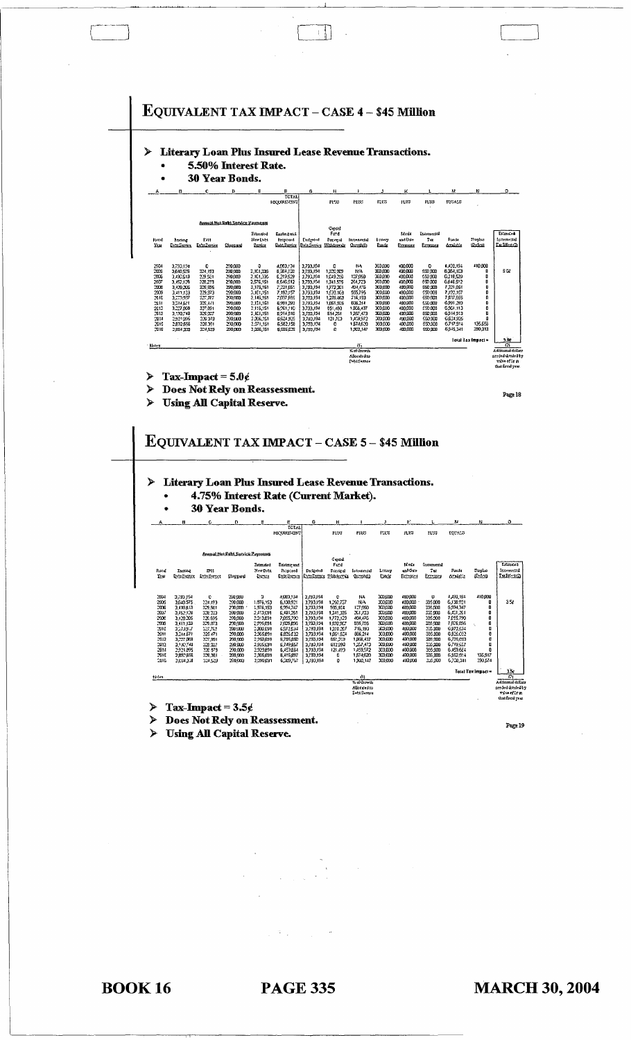# EQUIVALENT TAX IMPACT – CASE 4 – $45 Million

- **Literary Loan Plus Insured Lease Revenue Transactions.**
  - **5.50% Interest Rate.**
  - **30 Year Bonds.**

| A | B | C | D | E | F | G | H | I | J | K | L | M | N | O |
|---|---|---|---|---|---|---|---|---|---|---|---|---|---|---|
| | | | | | TOTAL REQUIREMENT | | PLUS | PLUS | PLUS | PLUS | PLUS | EQUALS | | |
| | Annual Net Debt Service Payments | | | | | | | | | | | | | |
| Fiscal Year | Existing Debt Service | EPII Debt Service | Chappaqua | Estimated New Debt Service | Existing and Proposed Debt Service | Budgeted Debt Service | Capital Fund Principal Withdrawals | Incremental Growth(1) | Lottery Funds | Meals and Occ Revenues | Incremental Tax Revenues | Funds Available | Surplus (Deficit) | Estimated Incremental Tax Effect (2) |
| 2004 | 3,793,194 | 0 | 290,000 | 0 | 4,083,194 | 3,793,194 | 0 | NA | 300,000 | 400,000 | 0 | 4,493,194 | 410,000 | |
| 2005 | 3,640,576 | 224,193 | 290,000 | 2,101,336 | 6,256,105 | 3,793,194 | 1,250,909 | NA | 300,000 | 400,000 | 650,000 | 6,394,103 | 0 | 5.0¢ |
| 2006 | 3,490,613 | 229,581 | 290,000 | 2,101,336 | 6,219,529 | 3,793,194 | 1,049,206 | 127,060 | 300,000 | 400,000 | 650,000 | 6,319,520 | 0 | |
| 2007 | 3,452,178 | 226,273 | 290,000 | 2,576,161 | 6,548,512 | 3,793,194 | 1,341,575 | 261,723 | 300,000 | 400,000 | 650,000 | 6,646,512 | 0 | |
| 2008 | 3,439,305 | 225,625 | 290,000 | 3,176,161 | 7,231,091 | 3,793,194 | 1,772,301 | 404,475 | 300,000 | 400,000 | 650,000 | 7,231,091 | 0 | |
| 2009 | 3,411,133 | 229,873 | 290,000 | 3,161,151 | 7,192,157 | 3,793,194 | 1,530,163 | 555,795 | 300,000 | 400,000 | 650,000 | 7,192,157 | 0 | |
| 2010 | 3,273,837 | 227,757 | 290,000 | 3,145,151 | 7,037,655 | 3,793,194 | 1,278,462 | 716,193 | 300,000 | 400,000 | 650,000 | 7,037,655 | 0 | |
| 2011 | 3,244,671 | 226,471 | 290,000 | 3,131,151 | 6,991,293 | 3,793,194 | 1,061,925 | 886,214 | 300,000 | 400,000 | 650,000 | 6,991,293 | 0 | |
| 2012 | 3,227,008 | 227,991 | 290,000 | 3,116,151 | 6,961,150 | 3,793,194 | 851,480 | 1,066,437 | 300,000 | 400,000 | 650,000 | 6,961,113 | 0 | |
| 2013 | 3,150,748 | 228,207 | 290,000 | 3,101,151 | 6,914,510 | 3,793,194 | 614,261 | 1,257,473 | 300,000 | 400,000 | 650,000 | 6,914,913 | 0 | |
| 2014 | 2,921,095 | 228,978 | 290,000 | 3,086,151 | 6,624,325 | 3,793,194 | 121,703 | 1,459,972 | 300,000 | 400,000 | 650,000 | 6,624,925 | 0 | |
| 2015 | 2,832,656 | 228,361 | 290,000 | 3,071,151 | 6,582,168 | 3,793,194 | 0 | 1,674,620 | 300,000 | 400,000 | 650,000 | 6,717,814 | 135,655 | |
| 2016 | 2,804,303 | 224,529 | 290,000 | 3,286,151 | 6,655,028 | 3,793,194 | 0 | 1,902,147 | 300,000 | 400,000 | 650,000 | 6,945,341 | 290,313 | |
| | | | | | | | | | | | | Total Tax Impact = | | 5.0¢ |

Notes

(1) % of Growth Allocated to Debt Service

(2) Additional dollars needed divided by value of 1¢ in that fiscal year

- **Tax-Impact = 5.0¢**
- **Does Not Rely on Reassessment.**
- **Using All Capital Reserve.**

# EQUIVALENT TAX IMPACT – CASE 5 – $45 Million

- **Literary Loan Plus Insured Lease Revenue Transactions.**
  - **4.75% Interest Rate (Current Market).**
  - **30 Year Bonds.**

| A | B | C | D | E | F | G | H | I | J | K | L | M | N | O |
|---|---|---|---|---|---|---|---|---|---|---|---|---|---|---|
| | | | | | TOTAL REQUIREMENT | | PLUS | PLUS | PLUS | PLUS | PLUS | EQUALS | | |
| | Annual Net Debt Service Payments | | | | | | | | | | | | | |
| Fiscal Year | Existing Debt Service | EPII Debt Service | Chappaqua | Estimated New Debt Service | Existing and Proposed Debt Service | Budgeted Debt Service | Capital Fund Principal Withdrawals | Incremental Growth(1) | Lottery Funds | Meals and Occ Revenues | Incremental Tax Revenues | Funds Available | Surplus (Deficit) | Estimated Incremental Tax Effect (2) |
| 2004 | 3,793,194 | 0 | 290,000 | 0 | 4,083,194 | 3,793,194 | 0 | NA | 300,000 | 400,000 | 0 | 4,493,194 | 410,000 | |
| 2005 | 3,640,576 | 224,193 | 290,000 | 1,974,153 | 6,128,921 | 3,793,194 | 1,250,727 | NA | 300,000 | 400,000 | 385,000 | 6,128,921 | 0 | 3.5¢ |
| 2006 | 3,490,613 | 229,581 | 290,000 | 1,974,153 | 5,984,347 | 3,793,194 | 969,104 | 127,060 | 300,000 | 400,000 | 385,000 | 5,984,347 | 0 | |
| 2007 | 3,452,178 | 226,273 | 290,000 | 2,413,091 | 6,401,261 | 3,793,194 | 1,341,335 | 261,723 | 300,000 | 400,000 | 385,000 | 6,421,261 | 0 | |
| 2008 | 3,439,305 | 225,625 | 290,000 | 3,010,891 | 7,055,790 | 3,793,194 | 1,772,120 | 404,475 | 300,000 | 400,000 | 385,000 | 7,055,790 | 0 | |
| 2009 | 3,411,133 | 229,873 | 290,000 | 2,996,891 | 7,026,856 | 3,793,194 | 1,630,267 | 555,795 | 300,000 | 400,000 | 385,000 | 7,026,856 | 0 | |
| 2010 | 3,273,837 | 227,757 | 290,000 | 2,980,891 | 6,973,434 | 3,793,194 | 1,216,207 | 716,193 | 300,000 | 400,000 | 385,000 | 6,973,434 | 0 | |
| 2011 | 3,244,671 | 226,471 | 290,000 | 2,965,891 | 6,826,012 | 3,793,194 | 1,061,624 | 886,214 | 300,000 | 400,000 | 385,000 | 6,826,012 | 0 | |
| 2012 | 3,227,008 | 227,991 | 290,000 | 2,950,891 | 6,795,890 | 3,793,194 | 851,309 | 1,066,437 | 300,000 | 400,000 | 385,000 | 6,795,890 | 0 | |
| 2013 | 3,150,748 | 228,207 | 290,000 | 2,935,891 | 6,749,657 | 3,793,194 | 617,990 | 1,257,473 | 300,000 | 400,000 | 385,000 | 6,749,657 | 0 | |
| 2014 | 2,921,095 | 228,978 | 290,000 | 2,920,891 | 6,459,664 | 3,793,194 | 121,493 | 1,459,592 | 300,000 | 400,000 | 385,000 | 6,459,664 | 0 | |
| 2015 | 2,832,656 | 228,361 | 290,000 | 2,905,891 | 6,416,897 | 3,793,194 | 0 | 1,674,620 | 300,000 | 400,000 | 385,000 | 6,552,814 | 135,917 | |
| 2016 | 2,804,303 | 224,529 | 290,000 | 3,090,891 | 6,389,767 | 3,793,194 | 0 | 1,902,147 | 300,000 | 400,000 | 385,000 | 6,780,341 | 390,574 | |
| | | | | | | | | | | | | Total Tax Impact = | | 3.5¢ |

Notes

(1) % of Growth Allocated to Debt Service

(2) Additional dollars needed divided by value of 1¢ in that fiscal year

- **Tax-Impact = 3.5¢**
- **Does Not Rely on Reassessment.**
- **Using All Capital Reserve.**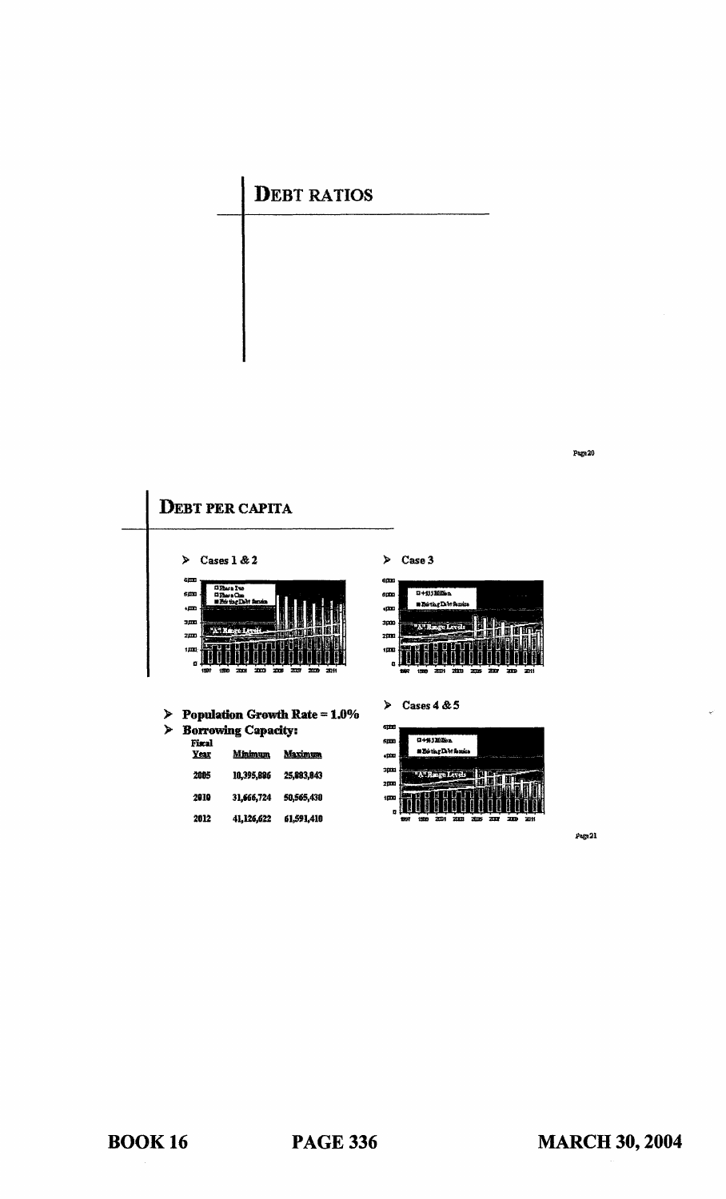## DEBT RATIOS

## DEBT PER CAPITA

- Cases 1 & 2
- Case 3
- Population Growth Rate = 1.0%
- **Borrowing Capacity:**

| Fiscal Year | Minimum | Maximum |
|---|---|---|
| 2005 | 10,395,886 | 25,883,043 |
| 2010 | 31,666,724 | 50,565,430 |
| 2012 | 41,126,622 | 61,591,410 |

- Cases 4 & 5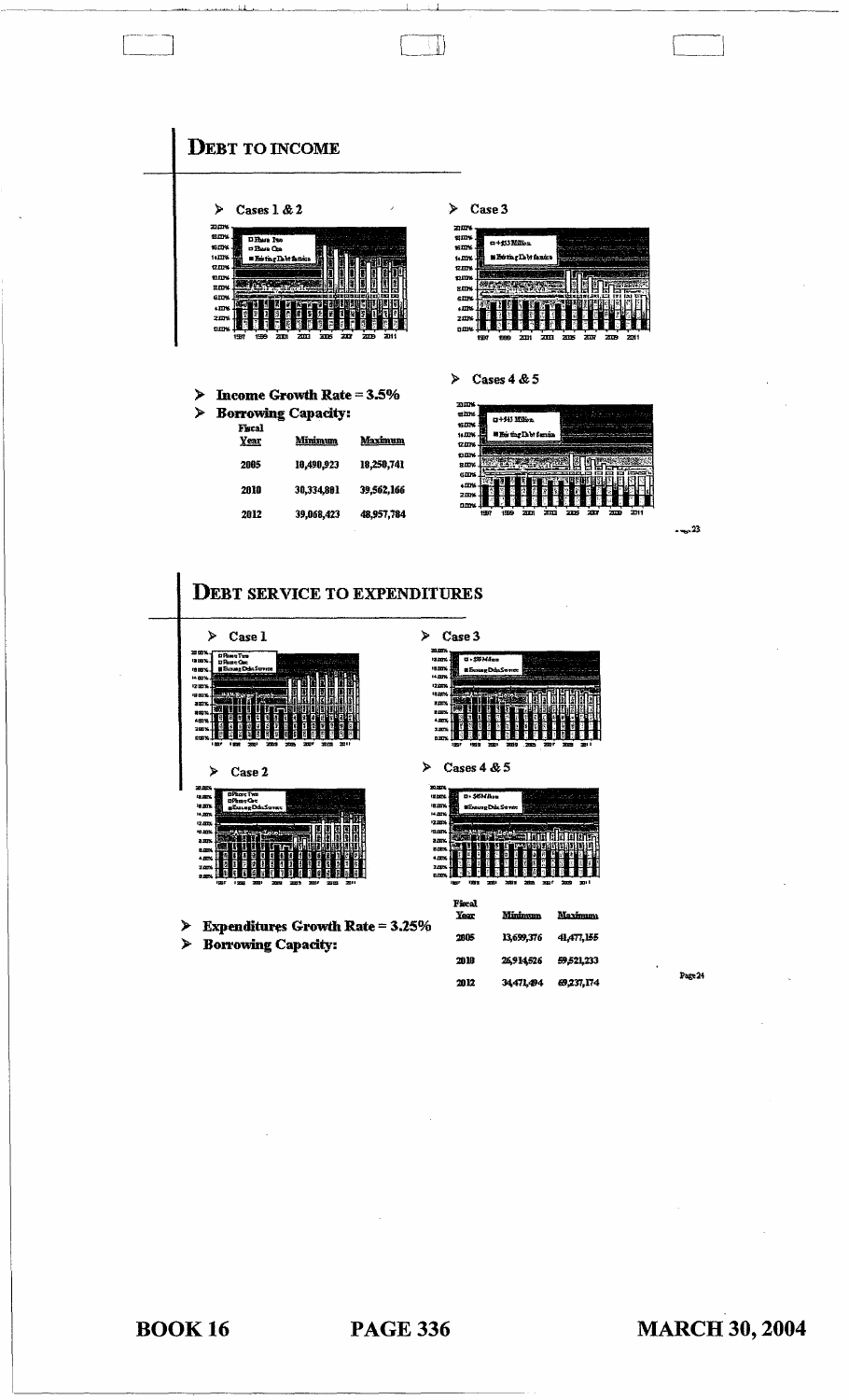## DEBT TO INCOME

- Cases 1 & 2
- Case 3
- Cases 4 & 5

- **Income Growth Rate = 3.5%**
- **Borrowing Capacity:**

| Fiscal Year | Minimum | Maximum |
|---|---|---|
| 2005 | 10,490,923 | 19,250,741 |
| 2010 | 30,334,881 | 39,562,166 |
| 2012 | 39,068,423 | 48,957,784 |

## DEBT SERVICE TO EXPENDITURES

- Case 1
- Case 3
- Case 2
- Cases 4 & 5

- **Expenditures Growth Rate = 3.25%**
- **Borrowing Capacity:**

| Fiscal Year | Minimum | Maximum |
|---|---|---|
| 2005 | 13,699,376 | 41,477,155 |
| 2010 | 26,914,626 | 59,521,233 |
| 2012 | 34,471,494 | 69,237,174 |

BOOK 16 PAGE 336 MARCH 30, 2004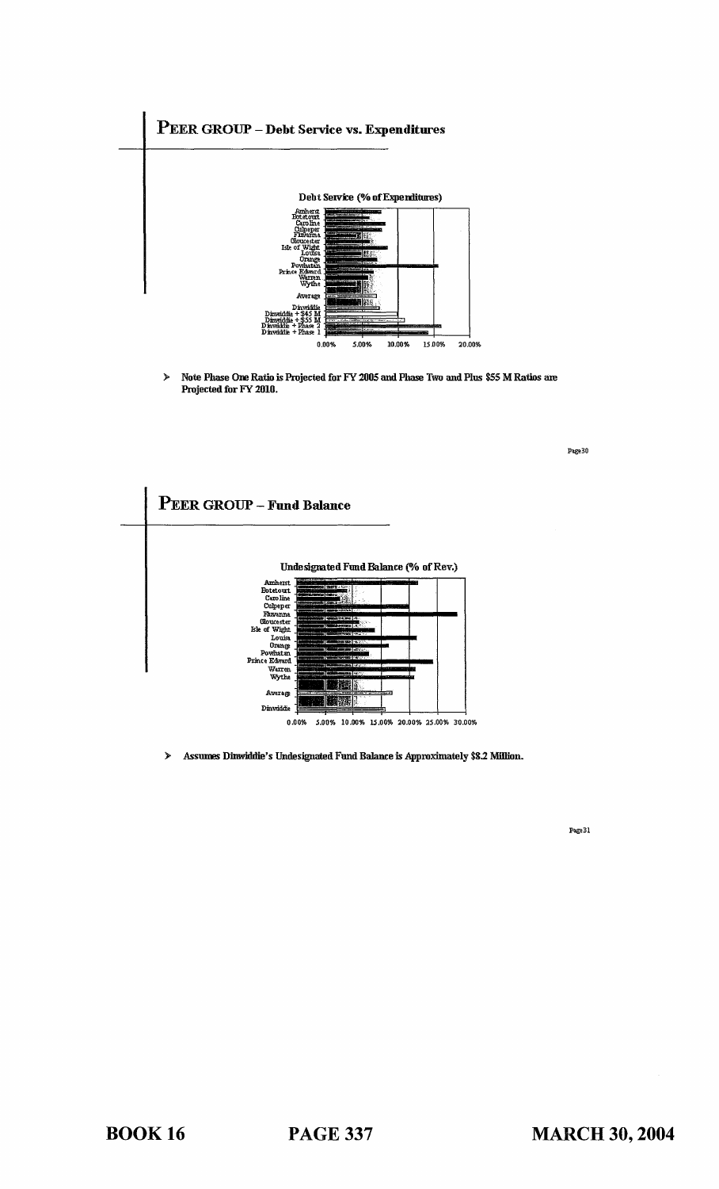# PEER GROUP – Debt Service vs. Expenditures

Debt Service (% of Expenditures)

Amherst
Botetourt
Caroline
Culpeper
Fluvanna
Gloucester
Isle of Wight
Louisa
Orange
Powhatan
Prince Edward
Warren
Wythe

Average

Dinwiddie
Dinwiddie + $45 M
Dinwiddie + $55 M
Dinwiddie + Phase 2
Dinwiddie + Phase 1

0.00% 5.00% 10.00% 15.00% 20.00%

- **Note Phase One Ratio is Projected for FY 2005 and Phase Two and Plus $55 M Ratios are Projected for FY 2010.**

# PEER GROUP – Fund Balance

Undesignated Fund Balance (% of Rev.)

Amherst
Botetourt
Caroline
Culpeper
Fluvanna
Gloucester
Isle of Wight
Louisa
Orange
Powhatan
Prince Edward
Warren
Wythe

Average

Dinwiddie

0.00% 5.00% 10.00% 15.00% 20.00% 25.00% 30.00%

- **Assumes Dinwiddie's Undesignated Fund Balance is Approximately $8.2 Million.**

**BOOK 16** **PAGE 337** **MARCH 30, 2004**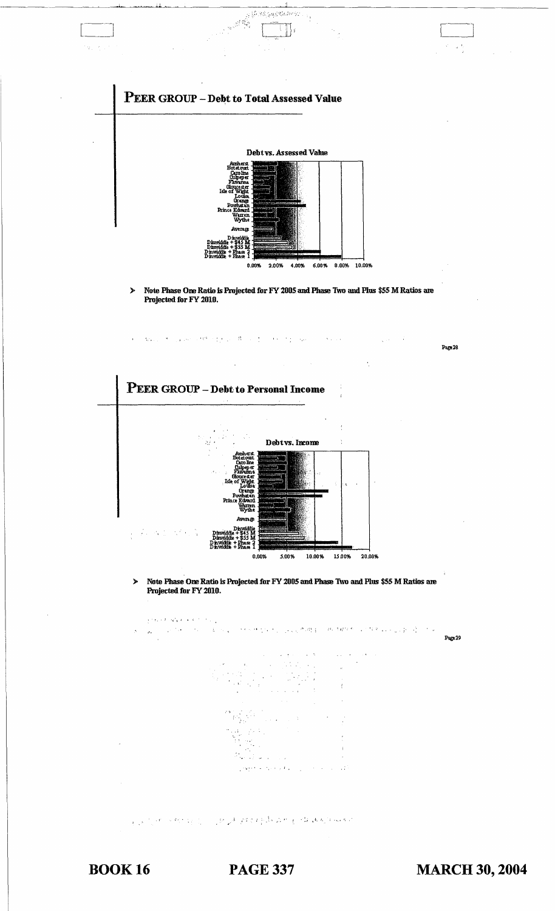## PEER GROUP – Debt to Total Assessed Value

**Debt vs. Assessed Value**

Amherst
Botetourt
Caroline
Culpeper
Fluvanna
Gloucester
Isle of Wight
Louisa
Orange
Powhatan
Prince Edward
Warren
Wythe

Average

Dinwiddie
Dinwiddie + $45 M
Dinwiddie + $55 M
Dinwiddie + Phase 2
Dinwiddie + Phase 1

0.00% 2.00% 4.00% 6.00% 8.00% 10.00%

➤ **Note Phase One Ratio is Projected for FY 2005 and Phase Two and Plus $55 M Ratios are Projected for FY 2010.**

## PEER GROUP – Debt to Personal Income

**Debt vs. Income**

Amherst
Botetourt
Caroline
Culpeper
Fluvanna
Gloucester
Isle of Wight
Louisa
Orange
Powhatan
Prince Edward
Warren
Wythe

Average

Dinwiddie
Dinwiddie + $45 M
Dinwiddie + $55 M
Dinwiddie + Phase 2
Dinwiddie + Phase 1

0.00% 5.00% 10.00% 15.00% 20.00%

➤ **Note Phase One Ratio is Projected for FY 2005 and Phase Two and Plus $55 M Ratios are Projected for FY 2010.**

**BOOK 16 PAGE 337 MARCH 30, 2004**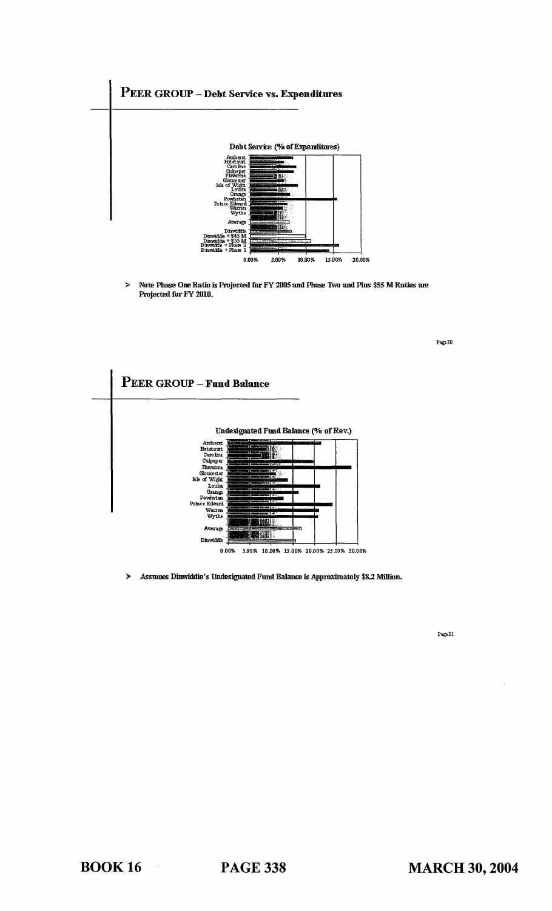## PEER GROUP – Debt Service vs. Expenditures

**Debt Service (% of Expenditures)**

Amherst
Botetourt
Caroline
Culpeper
Fluvanna
Gloucester
Isle of Wight
Louisa
Orange
Powhatan
Prince Edward
Warren
Wythe

Average

Dinwiddie
Dinwiddie + $45 M
Dinwiddie + $55 M
Dinwiddie + Phase 2
Dinwiddie + Phase 1

0.00% 5.00% 10.00% 15.00% 20.00%

- **Note Phase One Ratio is Projected for FY 2005 and Phase Two and Plus $55 M Ratios are Projected for FY 2010.**

## PEER GROUP – Fund Balance

**Undesignated Fund Balance (% of Rev.)**

Amherst
Botetourt
Caroline
Culpeper
Fluvanna
Gloucester
Isle of Wight
Louisa
Orange
Powhatan
Prince Edward
Warren
Wythe

Average

Dinwiddie

0.00% 5.00% 10.00% 15.00% 20.00% 25.00% 30.00%

- **Assumes Dinwiddie's Undesignated Fund Balance is Approximately $8.2 Million.**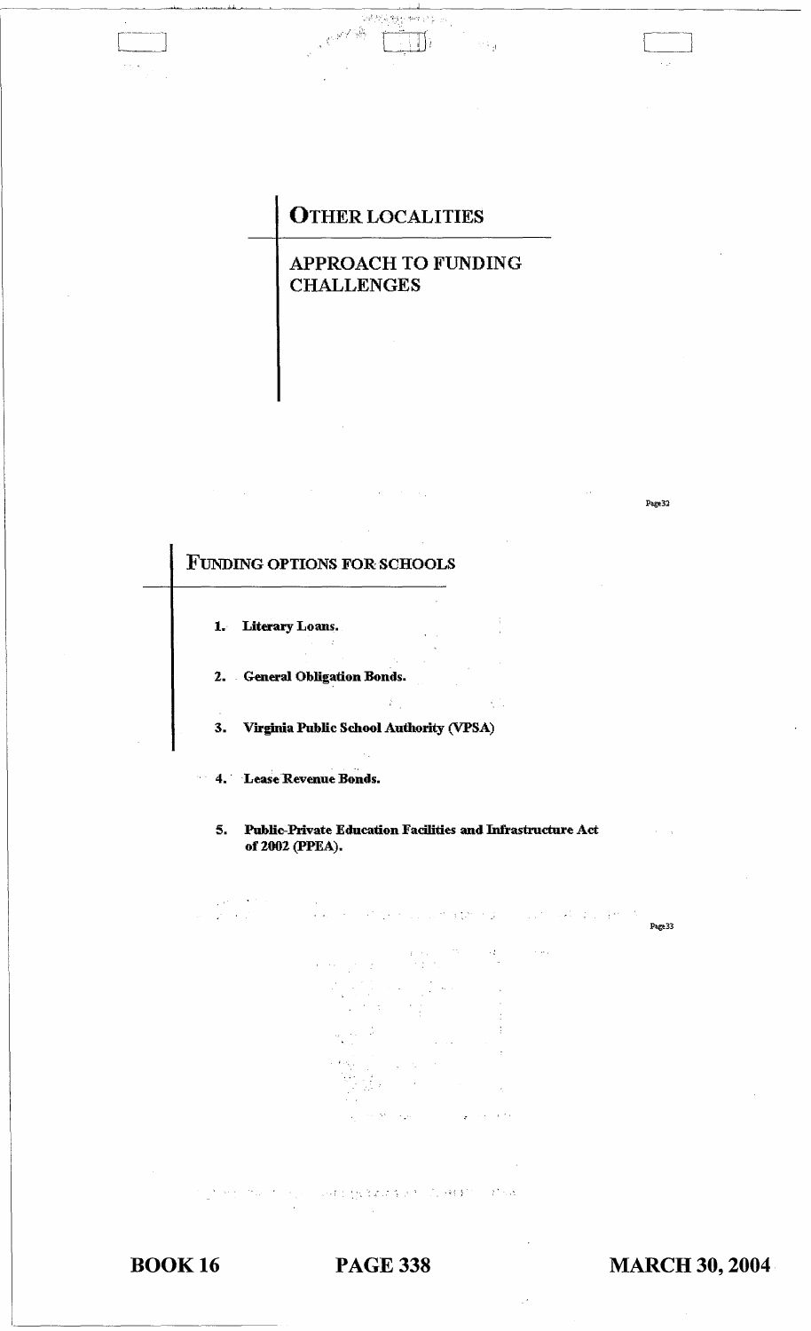# OTHER LOCALITIES

## APPROACH TO FUNDING CHALLENGES

# FUNDING OPTIONS FOR SCHOOLS

1. **Literary Loans.**

2. **General Obligation Bonds.**

3. **Virginia Public School Authority (VPSA)**

4. **Lease Revenue Bonds.**

5. **Public-Private Education Facilities and Infrastructure Act of 2002 (PPEA).**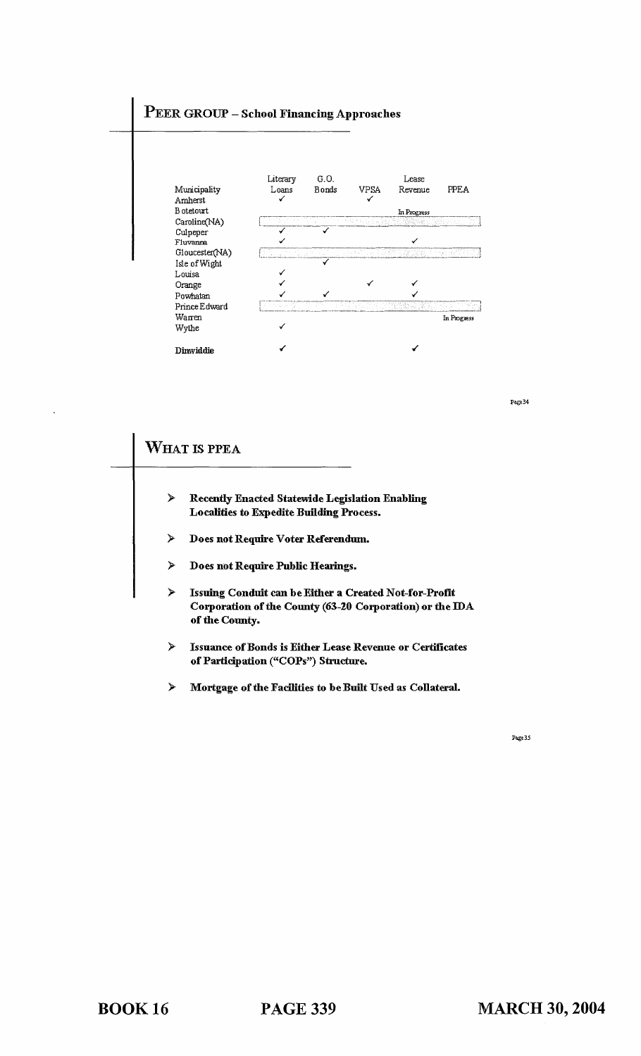## PEER GROUP – School Financing Approaches

| Municipality | Literary Loans | G.O. Bonds | VPSA | Lease Revenue | PPEA |
|---|---|---|---|---|---|
| Amherst | ✓ | | ✓ | | |
| Botetourt | | | | In Progress | |
| Caroline(NA) | | | | | |
| Culpeper | ✓ | ✓ | | | |
| Fluvanna | ✓ | | | ✓ | |
| Gloucester(NA) | | | | | |
| Isle of Wight | | ✓ | | | |
| Louisa | ✓ | | | | |
| Orange | ✓ | | ✓ | ✓ | |
| Powhatan | ✓ | ✓ | | ✓ | |
| Prince Edward | | | | | |
| Warren | | | | | In Progress |
| Wythe | ✓ | | | | |
| **Dinwiddie** | ✓ | | | ✓ | |

## WHAT IS PPEA

- **Recently Enacted Statewide Legislation Enabling Localities to Expedite Building Process.**
- **Does not Require Voter Referendum.**
- **Does not Require Public Hearings.**
- **Issuing Conduit can be Either a Created Not-for-Profit Corporation of the County (63-20 Corporation) or the IDA of the County.**
- **Issuance of Bonds is Either Lease Revenue or Certificates of Participation ("COPs") Structure.**
- **Mortgage of the Facilities to be Built Used as Collateral.**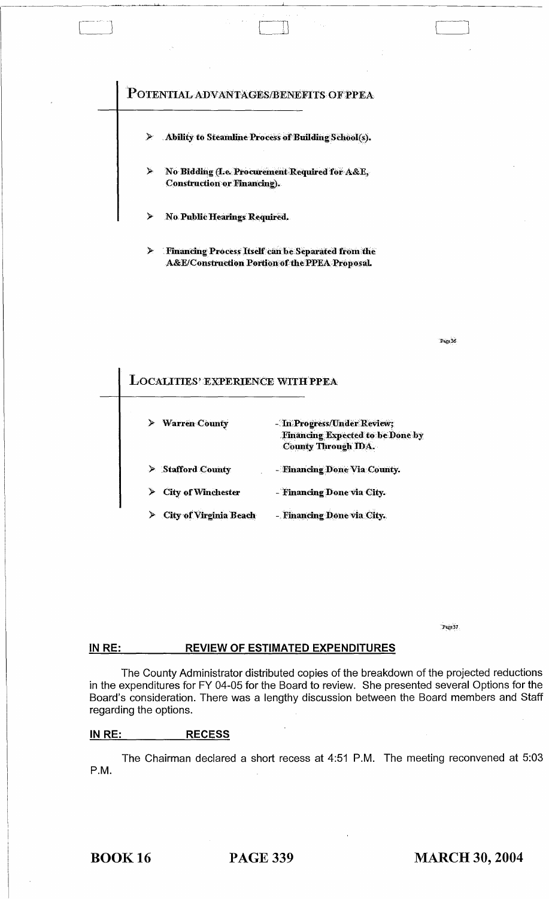## POTENTIAL ADVANTAGES/BENEFITS OF PPEA

- Ability to Steamline Process of Building School(s).
- No Bidding (I.e. Procurement Required for A&E, Construction or Financing).
- No Public Hearings Required.
- Financing Process Itself can be Separated from the A&E/Construction Portion of the PPEA Proposal.

Page 36

## LOCALITIES' EXPERIENCE WITH PPEA

- Warren County - In Progress/Under Review; Financing Expected to be Done by County Through IDA.
- Stafford County - Financing Done Via County.
- City of Winchester - Financing Done via City.
- City of Virginia Beach - Financing Done via City.

Page 37

**IN RE: REVIEW OF ESTIMATED EXPENDITURES**

The County Administrator distributed copies of the breakdown of the projected reductions in the expenditures for FY 04-05 for the Board to review. She presented several Options for the Board's consideration. There was a lengthy discussion between the Board members and Staff regarding the options.

**IN RE: RECESS**

The Chairman declared a short recess at 4:51 P.M. The meeting reconvened at 5:03 P.M.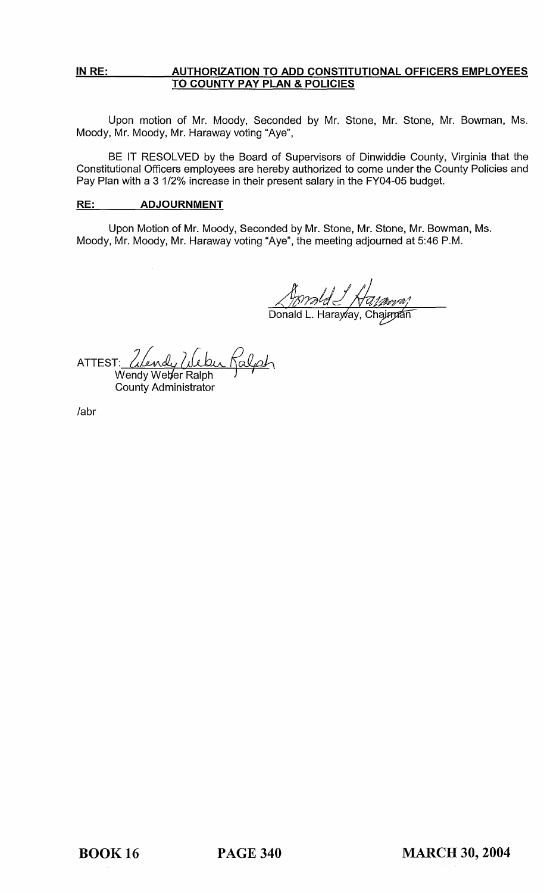**IN RE: AUTHORIZATION TO ADD CONSTITUTIONAL OFFICERS EMPLOYEES TO COUNTY PAY PLAN & POLICIES**

Upon motion of Mr. Moody, Seconded by Mr. Stone, Mr. Stone, Mr. Bowman, Ms. Moody, Mr. Moody, Mr. Haraway voting "Aye",

BE IT RESOLVED by the Board of Supervisors of Dinwiddie County, Virginia that the Constitutional Officers employees are hereby authorized to come under the County Policies and Pay Plan with a 3 1/2% increase in their present salary in the FY04-05 budget.

**RE: ADJOURNMENT**

Upon Motion of Mr. Moody, Seconded by Mr. Stone, Mr. Stone, Mr. Bowman, Ms. Moody, Mr. Moody, Mr. Haraway voting "Aye", the meeting adjourned at 5:46 P.M.

Donald L. Haraway, Chairman

ATTEST: Wendy Weber Ralph
County Administrator

/abr

BOOK 16 PAGE 340 MARCH 30, 2004